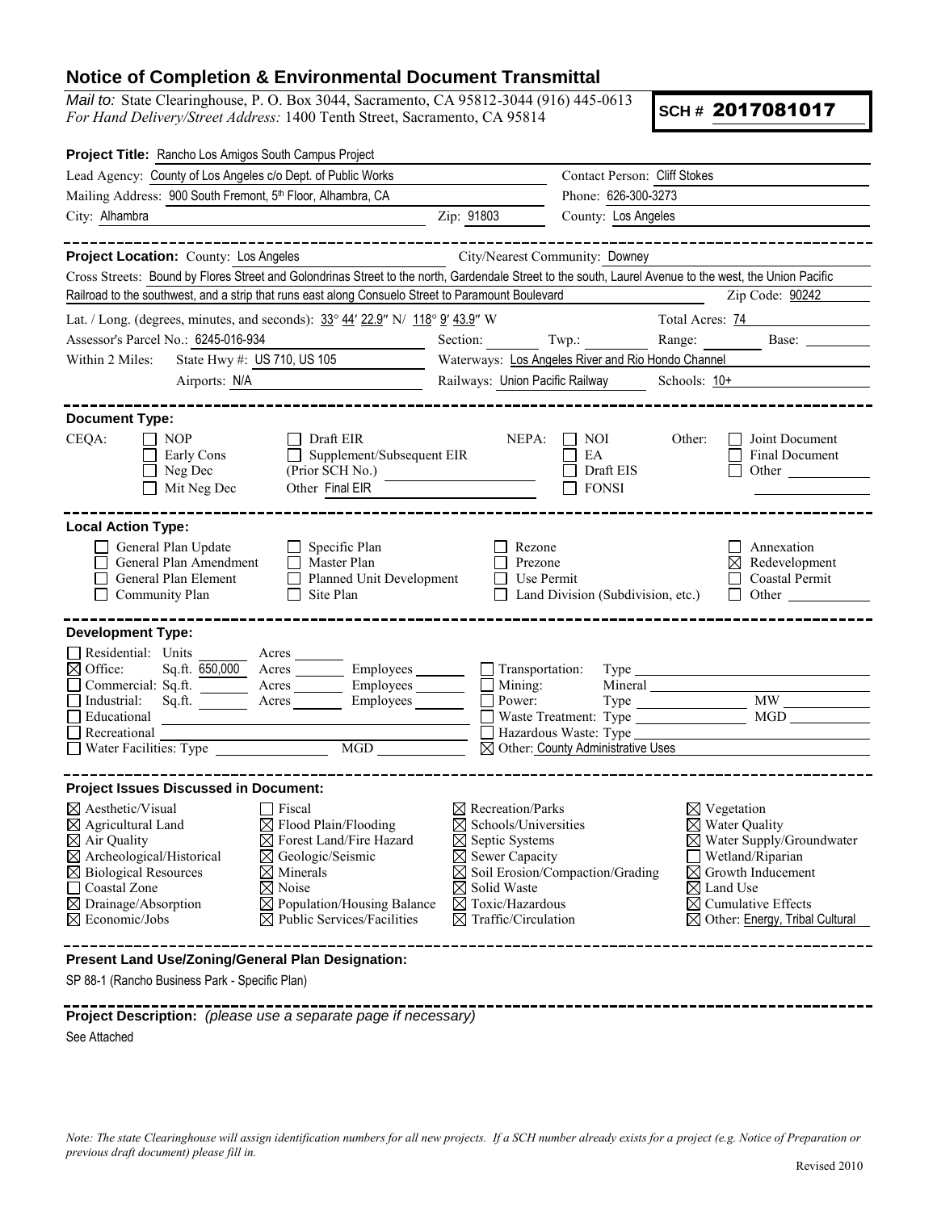# Notice of Completion & Environmental Document Transmittal

*Mail to:* State Clearinghouse, P. O. Box 3044, Sacramento, CA 95812-3044 (916) 445-0613
*For Hand Delivery/Street Address:* 1400 Tenth Street, Sacramento, CA 95814

**SCH # 2017081017**

**Project Title:** Rancho Los Amigos South Campus Project

Lead Agency: County of Los Angeles c/o Dept. of Public Works
Contact Person: Cliff Stokes
Mailing Address: 900 South Fremont, 5th Floor, Alhambra, CA
Phone: 626-300-3273
City: Alhambra
Zip: 91803
County: Los Angeles

---

**Project Location:** County: Los Angeles
City/Nearest Community: Downey
Cross Streets: Bound by Flores Street and Golondrinas Street to the north, Gardendale Street to the south, Laurel Avenue to the west, the Union Pacific Railroad to the southwest, and a strip that runs east along Consuelo Street to Paramount Boulevard
Zip Code: 90242

Lat. / Long. (degrees, minutes, and seconds): 33° 44′ 22.9″ N / 118° 9′ 43.9″ W
Total Acres: 74
Assessor's Parcel No.: 6245-016-934
Section: ______ Twp.: ______ Range: ______ Base: ______
Within 2 Miles: State Hwy #: US 710, US 105
Waterways: Los Angeles River and Rio Hondo Channel
Airports: N/A
Railways: Union Pacific Railway
Schools: 10+

---

**Document Type:**

CEQA:
- ☐ NOP
- ☐ Early Cons
- ☐ Neg Dec
- ☐ Mit Neg Dec
- ☐ Draft EIR
- ☐ Supplement/Subsequent EIR (Prior SCH No.) ______
- Other: Final EIR

NEPA:
- ☐ NOI
- ☐ EA
- ☐ Draft EIS
- ☐ FONSI

Other:
- ☐ Joint Document
- ☐ Final Document
- ☐ Other ______

---

**Local Action Type:**

- ☐ General Plan Update
- ☐ General Plan Amendment
- ☐ General Plan Element
- ☐ Community Plan
- ☐ Specific Plan
- ☐ Master Plan
- ☐ Planned Unit Development
- ☐ Site Plan
- ☐ Rezone
- ☐ Prezone
- ☐ Use Permit
- ☐ Land Division (Subdivision, etc.)
- ☐ Annexation
- ☒ Redevelopment
- ☐ Coastal Permit
- ☐ Other ______

---

**Development Type:**

- ☐ Residential: Units ______ Acres ______
- ☒ Office: Sq.ft. 650,000 Acres ______ Employees ______
- ☐ Commercial: Sq.ft. ______ Acres ______ Employees ______
- ☐ Industrial: Sq.ft. ______ Acres ______ Employees ______
- ☐ Educational
- ☐ Recreational
- ☐ Water Facilities: Type ______ MGD ______
- ☐ Transportation: Type ______
- ☐ Mining: Mineral ______
- ☐ Power: Type ______ MW ______
- ☐ Waste Treatment: Type ______ MGD ______
- ☐ Hazardous Waste: Type ______
- ☒ Other: County Administrative Uses

---

**Project Issues Discussed in Document:**

- ☒ Aesthetic/Visual
- ☒ Agricultural Land
- ☒ Air Quality
- ☒ Archeological/Historical
- ☒ Biological Resources
- ☐ Coastal Zone
- ☒ Drainage/Absorption
- ☒ Economic/Jobs
- ☐ Fiscal
- ☒ Flood Plain/Flooding
- ☒ Forest Land/Fire Hazard
- ☒ Geologic/Seismic
- ☒ Minerals
- ☒ Noise
- ☒ Population/Housing Balance
- ☒ Public Services/Facilities
- ☒ Recreation/Parks
- ☒ Schools/Universities
- ☒ Septic Systems
- ☒ Sewer Capacity
- ☒ Soil Erosion/Compaction/Grading
- ☒ Solid Waste
- ☒ Toxic/Hazardous
- ☒ Traffic/Circulation
- ☒ Vegetation
- ☒ Water Quality
- ☒ Water Supply/Groundwater
- ☐ Wetland/Riparian
- ☒ Growth Inducement
- ☒ Land Use
- ☒ Cumulative Effects
- ☒ Other: Energy, Tribal Cultural

---

**Present Land Use/Zoning/General Plan Designation:**

SP 88-1 (Rancho Business Park - Specific Plan)

---

**Project Description:** *(please use a separate page if necessary)*

See Attached

*Note: The state Clearinghouse will assign identification numbers for all new projects. If a SCH number already exists for a project (e.g. Notice of Preparation or previous draft document) please fill in.*

Revised 2010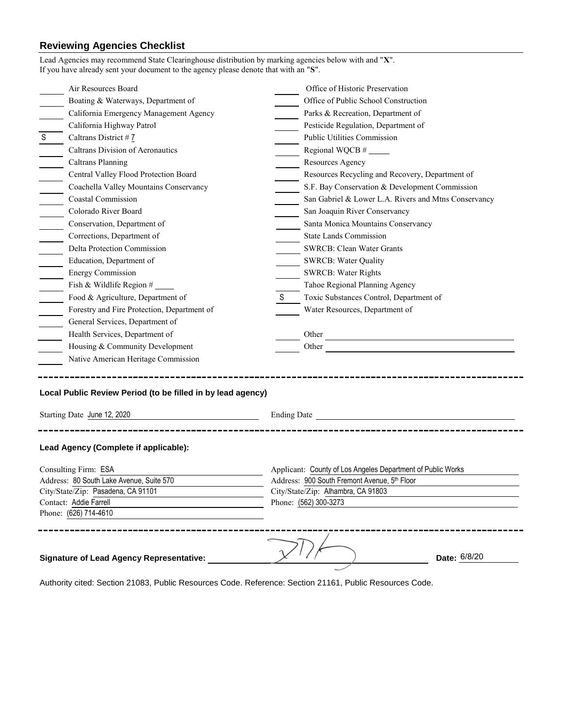## Reviewing Agencies Checklist

Lead Agencies may recommend State Clearinghouse distribution by marking agencies below with and "**X**".
If you have already sent your document to the agency please denote that with an "**S**".

| | | | |
|---|---|---|---|
| ____ | Air Resources Board | ____ | Office of Historic Preservation |
| ____ | Boating & Waterways, Department of | ____ | Office of Public School Construction |
| ____ | California Emergency Management Agency | ____ | Parks & Recreation, Department of |
| ____ | California Highway Patrol | ____ | Pesticide Regulation, Department of |
| S | Caltrans District # 7 | ____ | Public Utilities Commission |
| ____ | Caltrans Division of Aeronautics | ____ | Regional WQCB # ____ |
| ____ | Caltrans Planning | ____ | Resources Agency |
| ____ | Central Valley Flood Protection Board | ____ | Resources Recycling and Recovery, Department of |
| ____ | Coachella Valley Mountains Conservancy | ____ | S.F. Bay Conservation & Development Commission |
| ____ | Coastal Commission | ____ | San Gabriel & Lower L.A. Rivers and Mtns Conservancy |
| ____ | Colorado River Board | ____ | San Joaquin River Conservancy |
| ____ | Conservation, Department of | ____ | Santa Monica Mountains Conservancy |
| ____ | Corrections, Department of | ____ | State Lands Commission |
| ____ | Delta Protection Commission | ____ | SWRCB: Clean Water Grants |
| ____ | Education, Department of | ____ | SWRCB: Water Quality |
| ____ | Energy Commission | ____ | SWRCB: Water Rights |
| ____ | Fish & Wildlife Region # ____ | ____ | Tahoe Regional Planning Agency |
| ____ | Food & Agriculture, Department of | S | Toxic Substances Control, Department of |
| ____ | Forestry and Fire Protection, Department of | ____ | Water Resources, Department of |
| ____ | General Services, Department of | | |
| ____ | Health Services, Department of | ____ | Other ____________________ |
| ____ | Housing & Community Development | ____ | Other ____________________ |
| ____ | Native American Heritage Commission | | |

---

### Local Public Review Period (to be filled in by lead agency)

Starting Date June 12, 2020

Ending Date ____________________

---

### Lead Agency (Complete if applicable):

Consulting Firm: ESA
Address: 80 South Lake Avenue, Suite 570
City/State/Zip: Pasadena, CA 91101
Contact: Addie Farrell
Phone: (626) 714-4610

Applicant: County of Los Angeles Department of Public Works
Address: 900 South Fremont Avenue, 5th Floor
City/State/Zip: Alhambra, CA 91803
Phone: (562) 300-3273

---

**Signature of Lead Agency Representative:** ____________________ **Date:** 6/8/20

Authority cited: Section 21083, Public Resources Code. Reference: Section 21161, Public Resources Code.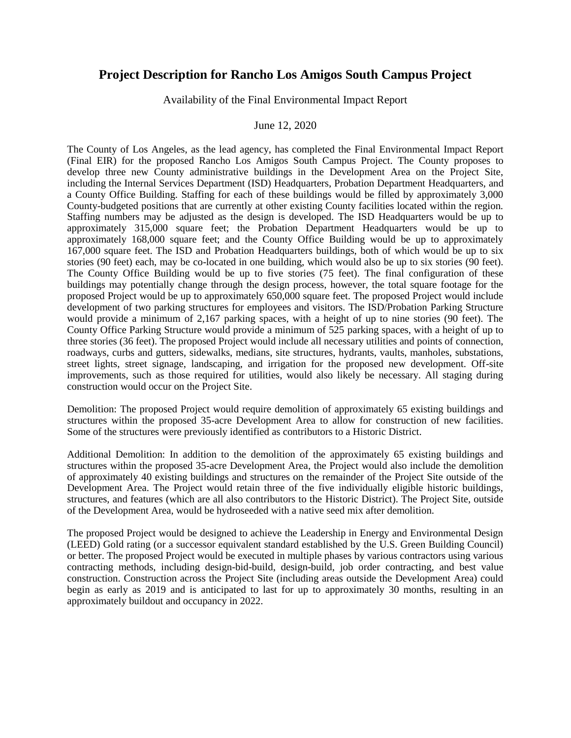# Project Description for Rancho Los Amigos South Campus Project

Availability of the Final Environmental Impact Report

June 12, 2020

The County of Los Angeles, as the lead agency, has completed the Final Environmental Impact Report (Final EIR) for the proposed Rancho Los Amigos South Campus Project. The County proposes to develop three new County administrative buildings in the Development Area on the Project Site, including the Internal Services Department (ISD) Headquarters, Probation Department Headquarters, and a County Office Building. Staffing for each of these buildings would be filled by approximately 3,000 County-budgeted positions that are currently at other existing County facilities located within the region. Staffing numbers may be adjusted as the design is developed. The ISD Headquarters would be up to approximately 315,000 square feet; the Probation Department Headquarters would be up to approximately 168,000 square feet; and the County Office Building would be up to approximately 167,000 square feet. The ISD and Probation Headquarters buildings, both of which would be up to six stories (90 feet) each, may be co-located in one building, which would also be up to six stories (90 feet). The County Office Building would be up to five stories (75 feet). The final configuration of these buildings may potentially change through the design process, however, the total square footage for the proposed Project would be up to approximately 650,000 square feet. The proposed Project would include development of two parking structures for employees and visitors. The ISD/Probation Parking Structure would provide a minimum of 2,167 parking spaces, with a height of up to nine stories (90 feet). The County Office Parking Structure would provide a minimum of 525 parking spaces, with a height of up to three stories (36 feet). The proposed Project would include all necessary utilities and points of connection, roadways, curbs and gutters, sidewalks, medians, site structures, hydrants, vaults, manholes, substations, street lights, street signage, landscaping, and irrigation for the proposed new development. Off-site improvements, such as those required for utilities, would also likely be necessary. All staging during construction would occur on the Project Site.

Demolition: The proposed Project would require demolition of approximately 65 existing buildings and structures within the proposed 35-acre Development Area to allow for construction of new facilities. Some of the structures were previously identified as contributors to a Historic District.

Additional Demolition: In addition to the demolition of the approximately 65 existing buildings and structures within the proposed 35-acre Development Area, the Project would also include the demolition of approximately 40 existing buildings and structures on the remainder of the Project Site outside of the Development Area. The Project would retain three of the five individually eligible historic buildings, structures, and features (which are all also contributors to the Historic District). The Project Site, outside of the Development Area, would be hydroseeded with a native seed mix after demolition.

The proposed Project would be designed to achieve the Leadership in Energy and Environmental Design (LEED) Gold rating (or a successor equivalent standard established by the U.S. Green Building Council) or better. The proposed Project would be executed in multiple phases by various contractors using various contracting methods, including design-bid-build, design-build, job order contracting, and best value construction. Construction across the Project Site (including areas outside the Development Area) could begin as early as 2019 and is anticipated to last for up to approximately 30 months, resulting in an approximately buildout and occupancy in 2022.